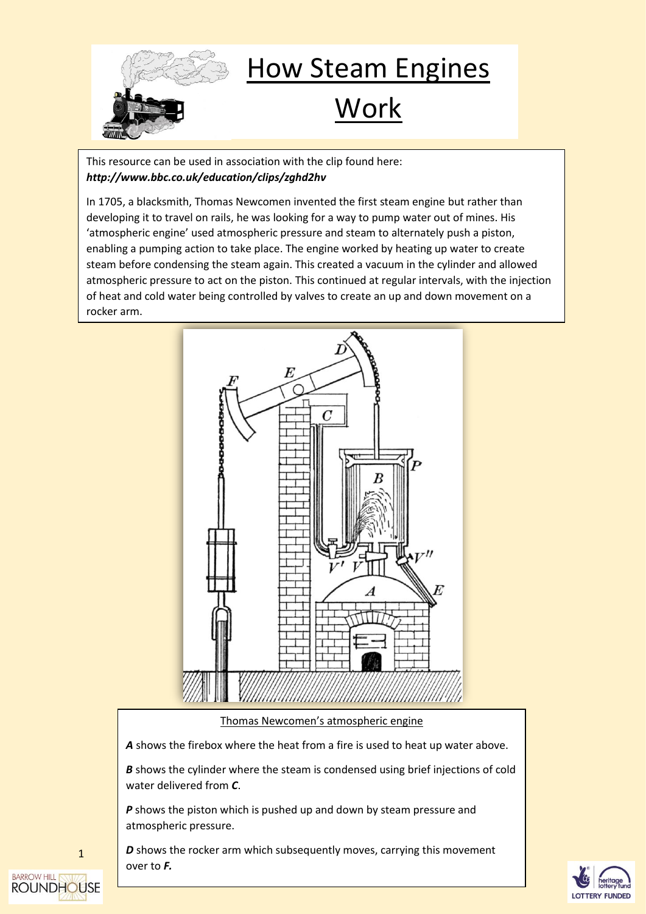# How Steam Engines Work

This resource can be used in association with the clip found here:
***http://www.bbc.co.uk/education/clips/zghd2hv***

In 1705, a blacksmith, Thomas Newcomen invented the first steam engine but rather than developing it to travel on rails, he was looking for a way to pump water out of mines. His 'atmospheric engine' used atmospheric pressure and steam to alternately push a piston, enabling a pumping action to take place. The engine worked by heating up water to create steam before condensing the steam again. This created a vacuum in the cylinder and allowed atmospheric pressure to act on the piston. This continued at regular intervals, with the injection of heat and cold water being controlled by valves to create an up and down movement on a rocker arm.

Thomas Newcomen's atmospheric engine

***A*** shows the firebox where the heat from a fire is used to heat up water above.

***B*** shows the cylinder where the steam is condensed using brief injections of cold water delivered from ***C***.

***P*** shows the piston which is pushed up and down by steam pressure and atmospheric pressure.

***D*** shows the rocker arm which subsequently moves, carrying this movement over to ***F.***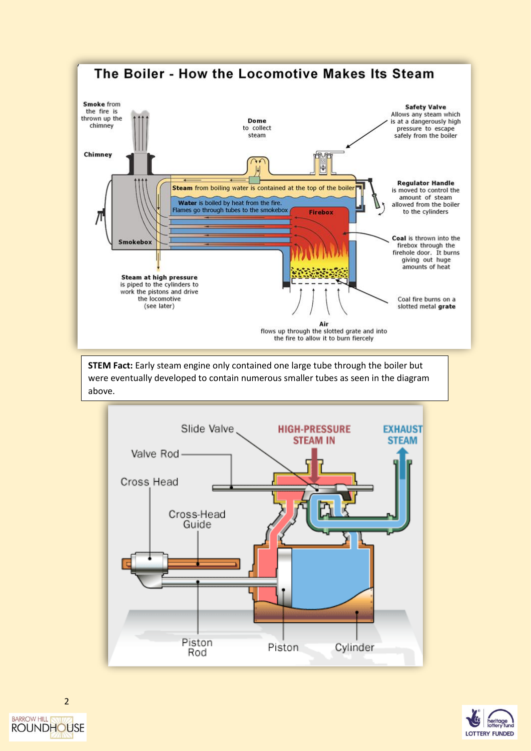## The Boiler - How the Locomotive Makes Its Steam

**Smoke** from the fire is thrown up the chimney

**Chimney**

**Dome** to collect steam

**Safety Valve** Allows any steam which is at a dangerously high pressure to escape safely from the boiler

**Steam** from boiling water is contained at the top of the boiler

**Water** is boiled by heat from the fire. Flames go through tubes to the smokebox

**Firebox**

**Regulator Handle** is moved to control the amount of steam allowed from the boiler to the cylinders

**Smokebox**

**Coal** is thrown into the firebox through the firehole door. It burns giving out huge amounts of heat

**Steam at high pressure** is piped to the cylinders to work the pistons and drive the locomotive (see later)

Coal fire burns on a slotted metal **grate**

**Air** flows up through the slotted grate and into the fire to allow it to burn fiercely

**STEM Fact:** Early steam engine only contained one large tube through the boiler but were eventually developed to contain numerous smaller tubes as seen in the diagram above.

Slide Valve

HIGH-PRESSURE STEAM IN

EXHAUST STEAM

Valve Rod

Cross Head

Cross-Head Guide

Piston Rod

Piston

Cylinder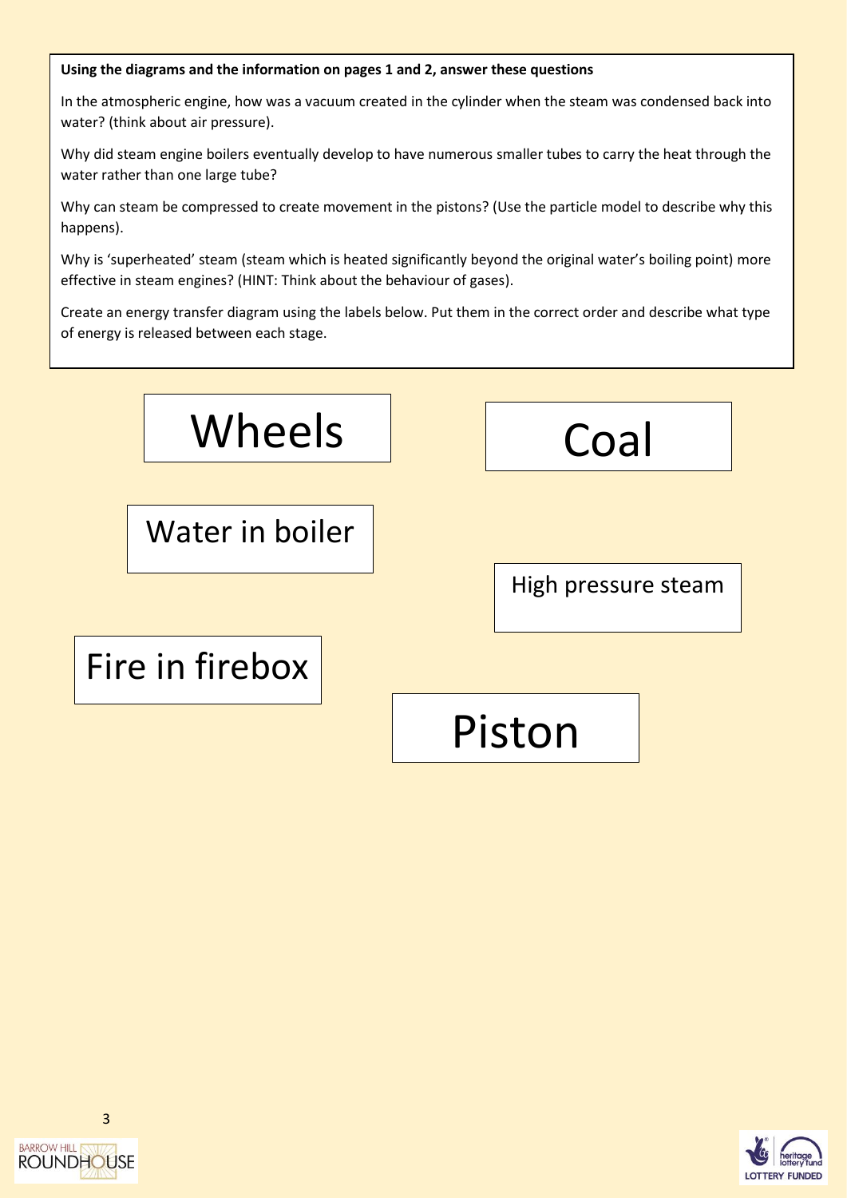**Using the diagrams and the information on pages 1 and 2, answer these questions**

In the atmospheric engine, how was a vacuum created in the cylinder when the steam was condensed back into water? (think about air pressure).

Why did steam engine boilers eventually develop to have numerous smaller tubes to carry the heat through the water rather than one large tube?

Why can steam be compressed to create movement in the pistons? (Use the particle model to describe why this happens).

Why is 'superheated' steam (steam which is heated significantly beyond the original water's boiling point) more effective in steam engines? (HINT: Think about the behaviour of gases).

Create an energy transfer diagram using the labels below. Put them in the correct order and describe what type of energy is released between each stage.

Wheels

Coal

Water in boiler

High pressure steam

Fire in firebox

Piston